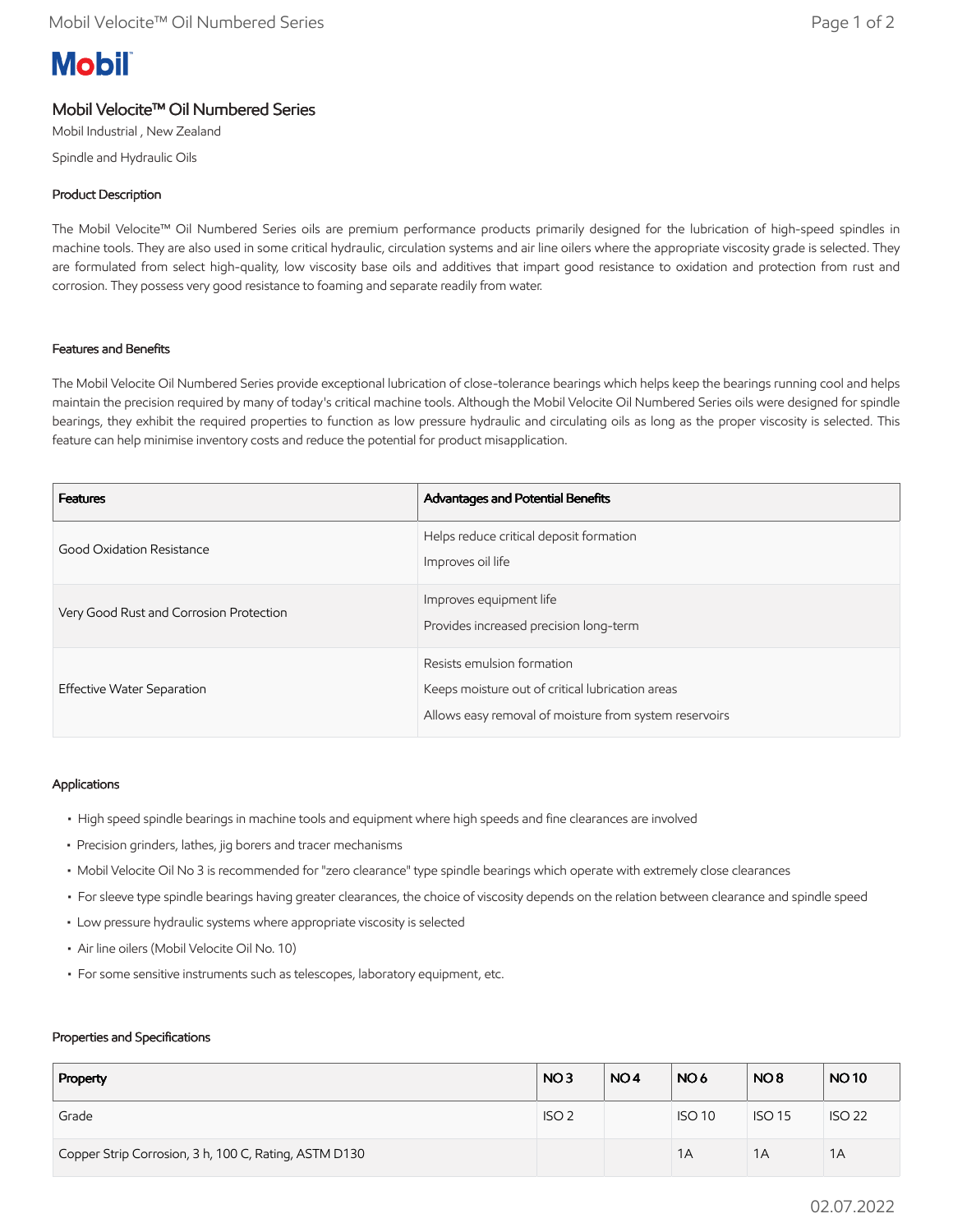**Mobil**

# Mobil Velocite™ Oil Numbered Series

Mobil Industrial , New Zealand

Spindle and Hydraulic Oils

## Product Description

The Mobil Velocite™ Oil Numbered Series oils are premium performance products primarily designed for the lubrication of high-speed spindles in machine tools. They are also used in some critical hydraulic, circulation systems and air line oilers where the appropriate viscosity grade is selected. They are formulated from select high-quality, low viscosity base oils and additives that impart good resistance to oxidation and protection from rust and corrosion. They possess very good resistance to foaming and separate readily from water.

## Features and Benefits

The Mobil Velocite Oil Numbered Series provide exceptional lubrication of close-tolerance bearings which helps keep the bearings running cool and helps maintain the precision required by many of today's critical machine tools. Although the Mobil Velocite Oil Numbered Series oils were designed for spindle bearings, they exhibit the required properties to function as low pressure hydraulic and circulating oils as long as the proper viscosity is selected. This feature can help minimise inventory costs and reduce the potential for product misapplication.

| Features | Advantages and Potential Benefits |
|---|---|
| Good Oxidation Resistance | Helps reduce critical deposit formation<br>Improves oil life |
| Very Good Rust and Corrosion Protection | Improves equipment life<br>Provides increased precision long-term |
| Effective Water Separation | Resists emulsion formation<br>Keeps moisture out of critical lubrication areas<br>Allows easy removal of moisture from system reservoirs |

## Applications

- High speed spindle bearings in machine tools and equipment where high speeds and fine clearances are involved
- Precision grinders, lathes, jig borers and tracer mechanisms
- Mobil Velocite Oil No 3 is recommended for "zero clearance" type spindle bearings which operate with extremely close clearances
- For sleeve type spindle bearings having greater clearances, the choice of viscosity depends on the relation between clearance and spindle speed
- Low pressure hydraulic systems where appropriate viscosity is selected
- Air line oilers (Mobil Velocite Oil No. 10)
- For some sensitive instruments such as telescopes, laboratory equipment, etc.

## Properties and Specifications

| Property | NO 3 | NO 4 | NO 6 | NO 8 | NO 10 |
|---|---|---|---|---|---|
| Grade | ISO 2 | | ISO 10 | ISO 15 | ISO 22 |
| Copper Strip Corrosion, 3 h, 100 C, Rating, ASTM D130 | | | 1A | 1A | 1A |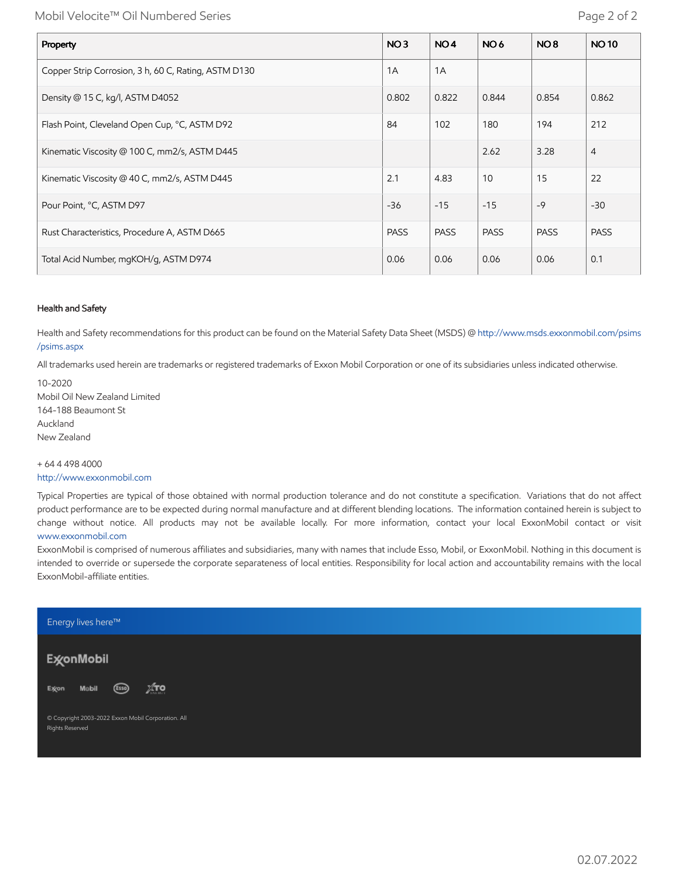| Property | NO 3 | NO 4 | NO 6 | NO 8 | NO 10 |
|---|---|---|---|---|---|
| Copper Strip Corrosion, 3 h, 60 C, Rating, ASTM D130 | 1A | 1A | | | |
| Density @ 15 C, kg/l, ASTM D4052 | 0.802 | 0.822 | 0.844 | 0.854 | 0.862 |
| Flash Point, Cleveland Open Cup, °C, ASTM D92 | 84 | 102 | 180 | 194 | 212 |
| Kinematic Viscosity @ 100 C, mm2/s, ASTM D445 | | | 2.62 | 3.28 | 4 |
| Kinematic Viscosity @ 40 C, mm2/s, ASTM D445 | 2.1 | 4.83 | 10 | 15 | 22 |
| Pour Point, °C, ASTM D97 | -36 | -15 | -15 | -9 | -30 |
| Rust Characteristics, Procedure A, ASTM D665 | PASS | PASS | PASS | PASS | PASS |
| Total Acid Number, mgKOH/g, ASTM D974 | 0.06 | 0.06 | 0.06 | 0.06 | 0.1 |

#### Health and Safety

Health and Safety recommendations for this product can be found on the Material Safety Data Sheet (MSDS) @ http://www.msds.exxonmobil.com/psims/psims.aspx

All trademarks used herein are trademarks or registered trademarks of Exxon Mobil Corporation or one of its subsidiaries unless indicated otherwise.

10-2020
Mobil Oil New Zealand Limited
164-188 Beaumont St
Auckland
New Zealand

+ 64 4 498 4000
http://www.exxonmobil.com

Typical Properties are typical of those obtained with normal production tolerance and do not constitute a specification. Variations that do not affect product performance are to be expected during normal manufacture and at different blending locations. The information contained herein is subject to change without notice. All products may not be available locally. For more information, contact your local ExxonMobil contact or visit www.exxonmobil.com

ExxonMobil is comprised of numerous affiliates and subsidiaries, many with names that include Esso, Mobil, or ExxonMobil. Nothing in this document is intended to override or supersede the corporate separateness of local entities. Responsibility for local action and accountability remains with the local ExxonMobil-affiliate entities.

Energy lives here™

ExxonMobil

Exxon Mobil Esso XTO

© Copyright 2003-2022 Exxon Mobil Corporation. All Rights Reserved